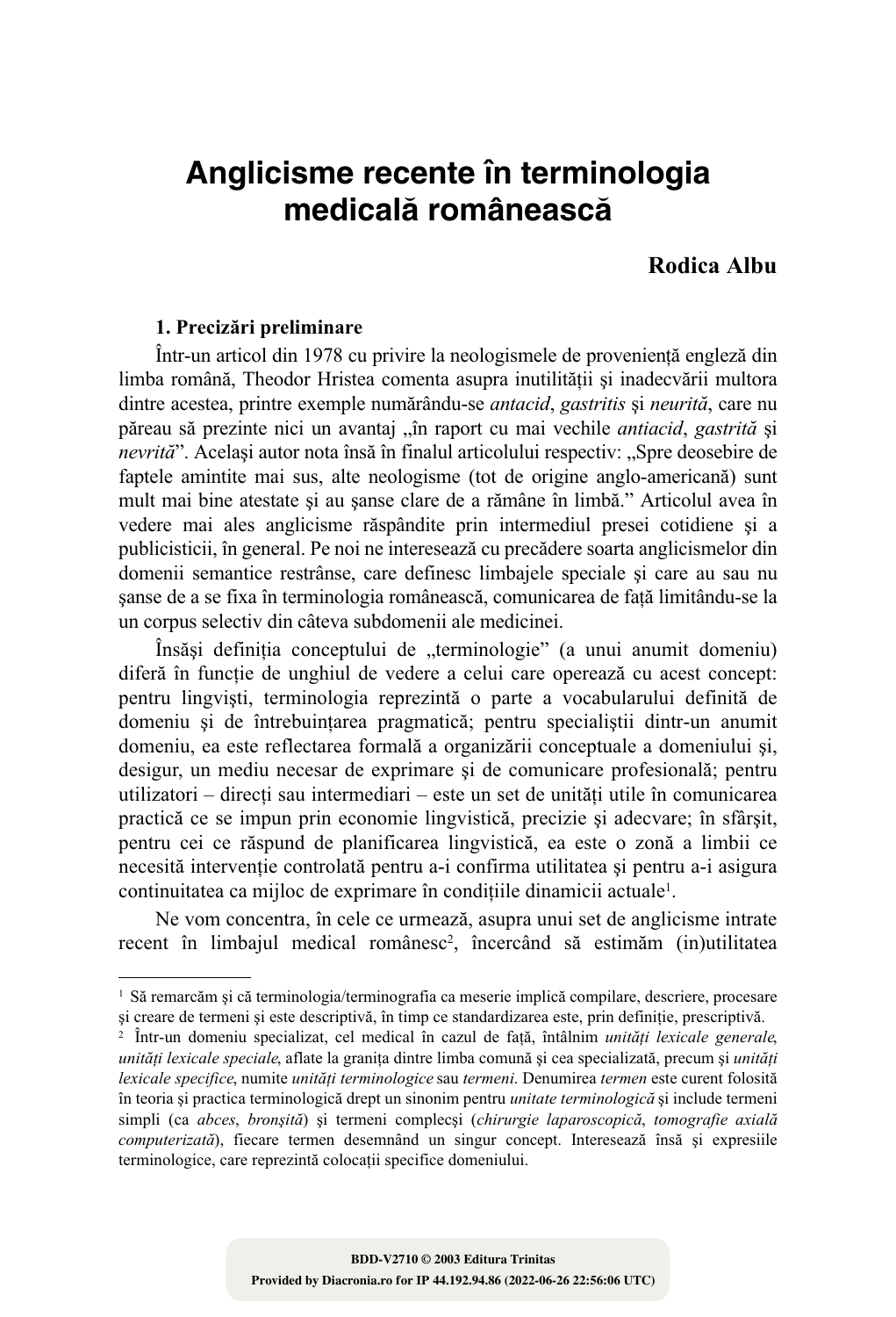# Anglicisme recente în terminologia medicală românească

**Rodica Albu**

### 1. Precizări preliminare

Într-un articol din 1978 cu privire la neologismele de proveniență engleză din limba română, Theodor Hristea comenta asupra inutilității și inadecvării multora dintre acestea, printre exemple numărându-se *antacid*, *gastritis* și *neurită*, care nu păreau să prezinte nici un avantaj „în raport cu mai vechile *antiacid*, *gastrită* și *nevrită*". Același autor nota însă în finalul articolului respectiv: „Spre deosebire de faptele amintite mai sus, alte neologisme (tot de origine anglo-americană) sunt mult mai bine atestate și au șanse clare de a rămâne în limbă." Articolul avea în vedere mai ales anglicisme răspândite prin intermediul presei cotidiene și a publicisticii, în general. Pe noi ne interesează cu precădere soarta anglicismelor din domenii semantice restrânse, care definesc limbajele speciale și care au sau nu șanse de a se fixa în terminologia românească, comunicarea de față limitându-se la un corpus selectiv din câteva subdomenii ale medicinei.

Însăși definiția conceptului de „terminologie" (a unui anumit domeniu) diferă în funcție de unghiul de vedere a celui care operează cu acest concept: pentru lingviști, terminologia reprezintă o parte a vocabularului definită de domeniu și de întrebuințarea pragmatică; pentru specialiștii dintr-un anumit domeniu, ea este reflectarea formală a organizării conceptuale a domeniului și, desigur, un mediu necesar de exprimare și de comunicare profesională; pentru utilizatori – direcți sau intermediari – este un set de unități utile în comunicarea practică ce se impun prin economie lingvistică, precizie și adecvare; în sfârșit, pentru cei ce răspund de planificarea lingvistică, ea este o zonă a limbii ce necesită intervenție controlată pentru a-i confirma utilitatea și pentru a-i asigura continuitatea ca mijloc de exprimare în condițiile dinamicii actuale[1].

Ne vom concentra, în cele ce urmează, asupra unui set de anglicisme intrate recent în limbajul medical românesc[2], încercând să estimăm (in)utilitatea

---

[1] Să remarcăm și că terminologia/terminografia ca meserie implică compilare, descriere, procesare și creare de termeni și este descriptivă, în timp ce standardizarea este, prin definiție, prescriptivă.

[2] Într-un domeniu specializat, cel medical în cazul de față, întâlnim *unități lexicale generale*, *unități lexicale speciale*, aflate la granița dintre limba comună și cea specializată, precum și *unități lexicale specifice*, numite *unități terminologice* sau *termeni*. Denumirea *termen* este curent folosită în teoria și practica terminologică drept un sinonim pentru *unitate terminologică* și include termeni simpli (ca *abces*, *bronșită*) și termeni complecși (*chirurgie laparoscopică*, *tomografie axială computerizată*), fiecare termen desemnând un singur concept. Interesează însă și expresiile terminologice, care reprezintă colocații specifice domeniului.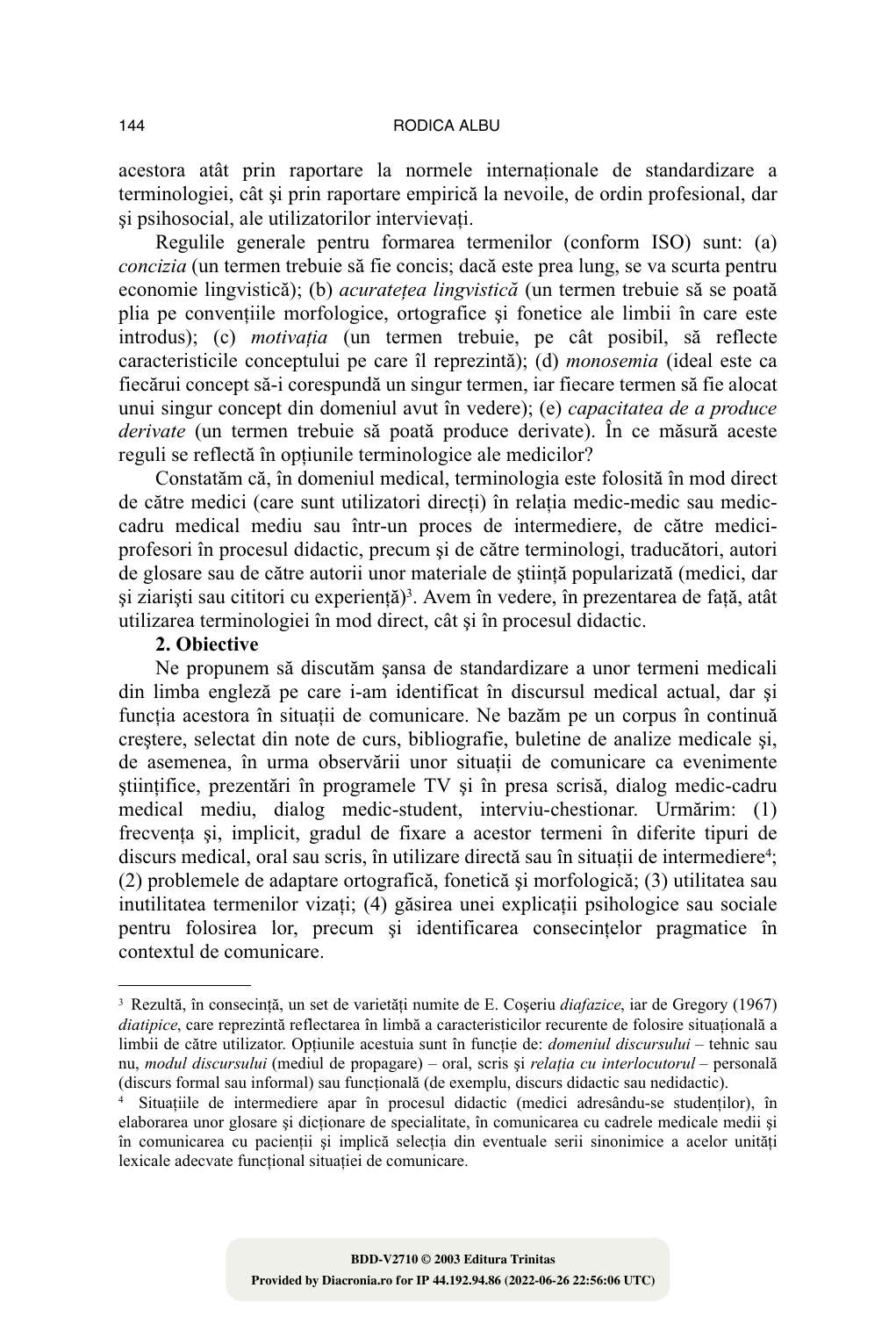acestora atât prin raportare la normele internaționale de standardizare a terminologiei, cât şi prin raportare empirică la nevoile, de ordin profesional, dar şi psihosocial, ale utilizatorilor intervievați.

Regulile generale pentru formarea termenilor (conform ISO) sunt: (a) *concizia* (un termen trebuie să fie concis; dacă este prea lung, se va scurta pentru economie lingvistică); (b) *acuratețea lingvistică* (un termen trebuie să se poată plia pe convențiile morfologice, ortografice şi fonetice ale limbii în care este introdus); (c) *motivația* (un termen trebuie, pe cât posibil, să reflecte caracteristicile conceptului pe care îl reprezintă); (d) *monosemia* (ideal este ca fiecărui concept să-i corespundă un singur termen, iar fiecare termen să fie alocat unui singur concept din domeniul avut în vedere); (e) *capacitatea de a produce derivate* (un termen trebuie să poată produce derivate). În ce măsură aceste reguli se reflectă în opțiunile terminologice ale medicilor?

Constatăm că, în domeniul medical, terminologia este folosită în mod direct de către medici (care sunt utilizatori direcți) în relația medic-medic sau medic-cadru medical mediu sau într-un proces de intermediere, de către medici-profesori în procesul didactic, precum şi de către terminologi, traducători, autori de glosare sau de către autorii unor materiale de ştiință popularizată (medici, dar şi ziarişti sau cititori cu experiență)[3]. Avem în vedere, în prezentarea de față, atât utilizarea terminologiei în mod direct, cât şi în procesul didactic.

**2. Obiective**

Ne propunem să discutăm şansa de standardizare a unor termeni medicali din limba engleză pe care i-am identificat în discursul medical actual, dar şi funcția acestora în situații de comunicare. Ne bazăm pe un corpus în continuă creştere, selectat din note de curs, bibliografie, buletine de analize medicale şi, de asemenea, în urma observării unor situații de comunicare ca evenimente ştiințifice, prezentări în programele TV şi în presa scrisă, dialog medic-cadru medical mediu, dialog medic-student, interviu-chestionar. Urmărim: (1) frecvența şi, implicit, gradul de fixare a acestor termeni în diferite tipuri de discurs medical, oral sau scris, în utilizare directă sau în situații de intermediere[4]; (2) problemele de adaptare ortografică, fonetică şi morfologică; (3) utilitatea sau inutilitatea termenilor vizați; (4) găsirea unei explicații psihologice sau sociale pentru folosirea lor, precum şi identificarea consecințelor pragmatice în contextul de comunicare.

---

[3] Rezultă, în consecință, un set de varietăți numite de E. Coşeriu *diafazice*, iar de Gregory (1967) *diatipice*, care reprezintă reflectarea în limbă a caracteristicilor recurente de folosire situațională a limbii de către utilizator. Opțiunile acestuia sunt în funcție de: *domeniul discursului* – tehnic sau nu, *modul discursului* (mediul de propagare) – oral, scris şi *relația cu interlocutorul* – personală (discurs formal sau informal) sau funcțională (de exemplu, discurs didactic sau nedidactic).

[4] Situațiile de intermediere apar în procesul didactic (medici adresându-se studenților), în elaborarea unor glosare şi dicționare de specialitate, în comunicarea cu cadrele medicale medii şi în comunicarea cu pacienții şi implică selecția din eventuale serii sinonimice a acelor unități lexicale adecvate funcțional situației de comunicare.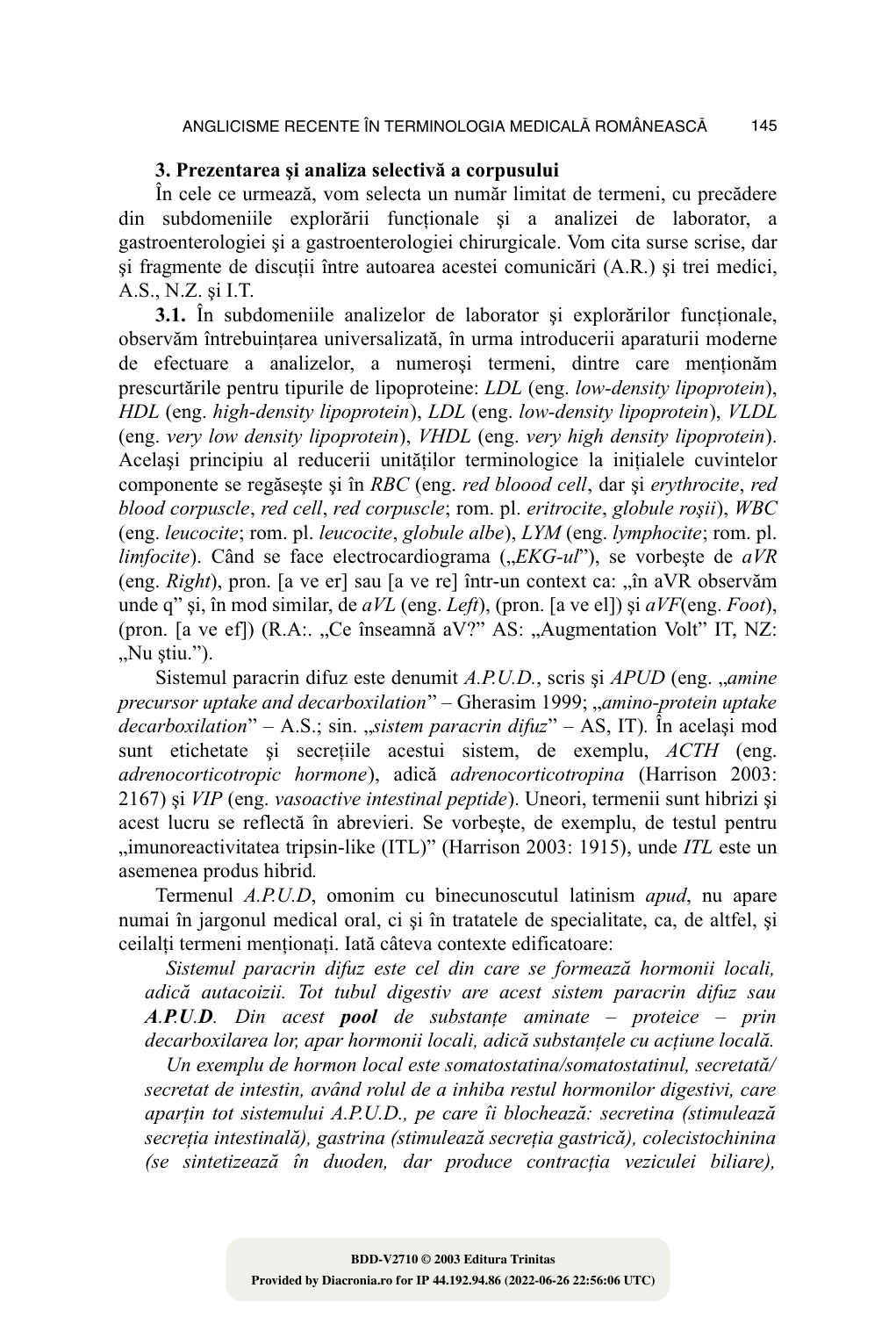### 3. Prezentarea şi analiza selectivă a corpusului

În cele ce urmează, vom selecta un număr limitat de termeni, cu precădere din subdomeniile explorării funcţionale şi a analizei de laborator, a gastroenterologiei şi a gastroenterologiei chirurgicale. Vom cita surse scrise, dar şi fragmente de discuţii între autoarea acestei comunicări (A.R.) şi trei medici, A.S., N.Z. şi I.T.

**3.1.** În subdomeniile analizelor de laborator şi explorărilor funcţionale, observăm întrebuinţarea universalizată, în urma introducerii aparaturii moderne de efectuare a analizelor, a numeroşi termeni, dintre care menţionăm prescurtările pentru tipurile de lipoproteine: *LDL* (eng. *low-density lipoprotein*), *HDL* (eng. *high-density lipoprotein*), *LDL* (eng. *low-density lipoprotein*), *VLDL* (eng. *very low density lipoprotein*), *VHDL* (eng. *very high density lipoprotein*). Acelaşi principiu al reducerii unităţilor terminologice la iniţialele cuvintelor componente se regăseşte şi în *RBC* (eng. *red bloood cell*, dar şi *erythrocite*, *red blood corpuscle*, *red cell*, *red corpuscle*; rom. pl. *eritrocite*, *globule roşii*), *WBC* (eng. *leucocite*; rom. pl. *leucocite*, *globule albe*), *LYM* (eng. *lymphocite*; rom. pl. *limfocite*). Când se face electrocardiograma („*EKG-ul*"), se vorbeşte de *aVR* (eng. *Right*), pron. [a ve er] sau [a ve re] într-un context ca: „în aVR observăm unde q" şi, în mod similar, de *aVL* (eng. *Left*), (pron. [a ve el]) şi *aVF*(eng. *Foot*), (pron. [a ve ef]) (R.A:. „Ce înseamnă aV?" AS: „Augmentation Volt" IT, NZ: „Nu ştiu.").

Sistemul paracrin difuz este denumit *A.P.U.D.*, scris şi *APUD* (eng. „*amine precursor uptake and decarboxilation*" – Gherasim 1999; „*amino-protein uptake decarboxilation*" – A.S.; sin. „*sistem paracrin difuz*" – AS, IT)*.* În acelaşi mod sunt etichetate şi secreţiile acestui sistem, de exemplu, *ACTH* (eng. *adrenocorticotropic hormone*), adică *adrenocorticotropina* (Harrison 2003: 2167) şi *VIP* (eng. *vasoactive intestinal peptide*). Uneori, termenii sunt hibrizi şi acest lucru se reflectă în abrevieri. Se vorbeşte, de exemplu, de testul pentru „imunoreactivitatea tripsin-like (ITL)" (Harrison 2003: 1915), unde *ITL* este un asemenea produs hibrid*.*

Termenul *A.P.U.D*, omonim cu binecunoscutul latinism *apud*, nu apare numai în jargonul medical oral, ci şi în tratatele de specialitate, ca, de altfel, şi ceilalţi termeni menţionaţi. Iată câteva contexte edificatoare:

*Sistemul paracrin difuz este cel din care se formează hormonii locali, adică autacoizii. Tot tubul digestiv are acest sistem paracrin difuz sau* ***A.P.U.D****. Din acest* ***pool*** *de substanţe aminate – proteice – prin decarboxilarea lor, apar hormonii locali, adică substanţele cu acţiune locală.*

*Un exemplu de hormon local este somatostatina/somatostatinul, secretată/ secretat de intestin, având rolul de a inhiba restul hormonilor digestivi, care aparţin tot sistemului A.P.U.D., pe care îi blochează: secretina (stimulează secreţia intestinală), gastrina (stimulează secreţia gastrică), colecistochinina (se sintetizează în duoden, dar produce contracţia veziculei biliare),*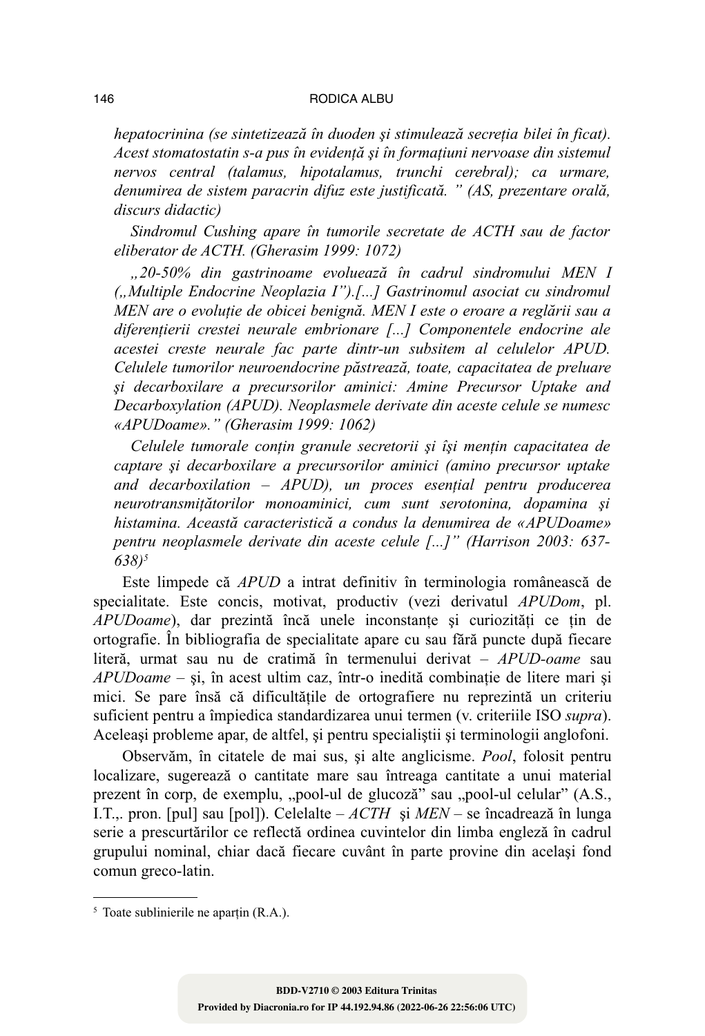*hepatocrinina (se sintetizează în duoden şi stimulează secreţia bilei în ficat). Acest stomatostatin s-a pus în evidenţă şi în formaţiuni nervoase din sistemul nervos central (talamus, hipotalamus, trunchi cerebral); ca urmare, denumirea de sistem paracrin difuz este justificată. " (AS, prezentare orală, discurs didactic)*

*Sindromul Cushing apare în tumorile secretate de ACTH sau de factor eliberator de ACTH. (Gherasim 1999: 1072)*

*„20-50% din gastrinoame evoluează în cadrul sindromului MEN I („Multiple Endocrine Neoplazia I").[...] Gastrinomul asociat cu sindromul MEN are o evoluţie de obicei benignă. MEN I este o eroare a reglării sau a diferenţierii crestei neurale embrionare [...] Componentele endocrine ale acestei creste neurale fac parte dintr-un subsitem al celulelor APUD. Celulele tumorilor neuroendocrine păstrează, toate, capacitatea de preluare şi decarboxilare a precursorilor aminici: Amine Precursor Uptake and Decarboxylation (APUD). Neoplasmele derivate din aceste celule se numesc «APUDoame»." (Gherasim 1999: 1062)*

*Celulele tumorale conţin granule secretorii şi îşi menţin capacitatea de captare şi decarboxilare a precursorilor aminici (amino precursor uptake and decarboxilation – APUD), un proces esenţial pentru producerea neurotransmiţătorilor monoaminici, cum sunt serotonina, dopamina şi histamina. Această caracteristică a condus la denumirea de «APUDoame» pentru neoplasmele derivate din aceste celule [...]" (Harrison 2003: 637-638)*[5]

Este limpede că *APUD* a intrat definitiv în terminologia românească de specialitate. Este concis, motivat, productiv (vezi derivatul *APUDom*, pl. *APUDoame*), dar prezintă încă unele inconstanţe şi curiozităţi ce ţin de ortografie. În bibliografia de specialitate apare cu sau fără puncte după fiecare literă, urmat sau nu de cratimă în termenului derivat – *APUD-oame* sau *APUDoame* – şi, în acest ultim caz, într-o inedită combinaţie de litere mari şi mici. Se pare însă că dificultăţile de ortografiere nu reprezintă un criteriu suficient pentru a împiedica standardizarea unui termen (v. criteriile ISO *supra*). Aceleaşi probleme apar, de altfel, şi pentru specialiştii şi terminologii anglofoni.

Observăm, în citatele de mai sus, şi alte anglicisme. *Pool*, folosit pentru localizare, sugerează o cantitate mare sau întreaga cantitate a unui material prezent în corp, de exemplu, „pool-ul de glucoză" sau „pool-ul celular" (A.S., I.T.,. pron. [pul] sau [pol]). Celelalte – *ACTH* şi *MEN* – se încadrează în lunga serie a prescurtărilor ce reflectă ordinea cuvintelor din limba engleză în cadrul grupului nominal, chiar dacă fiecare cuvânt în parte provine din acelaşi fond comun greco-latin.

---

[5] Toate sublinierile ne aparţin (R.A.).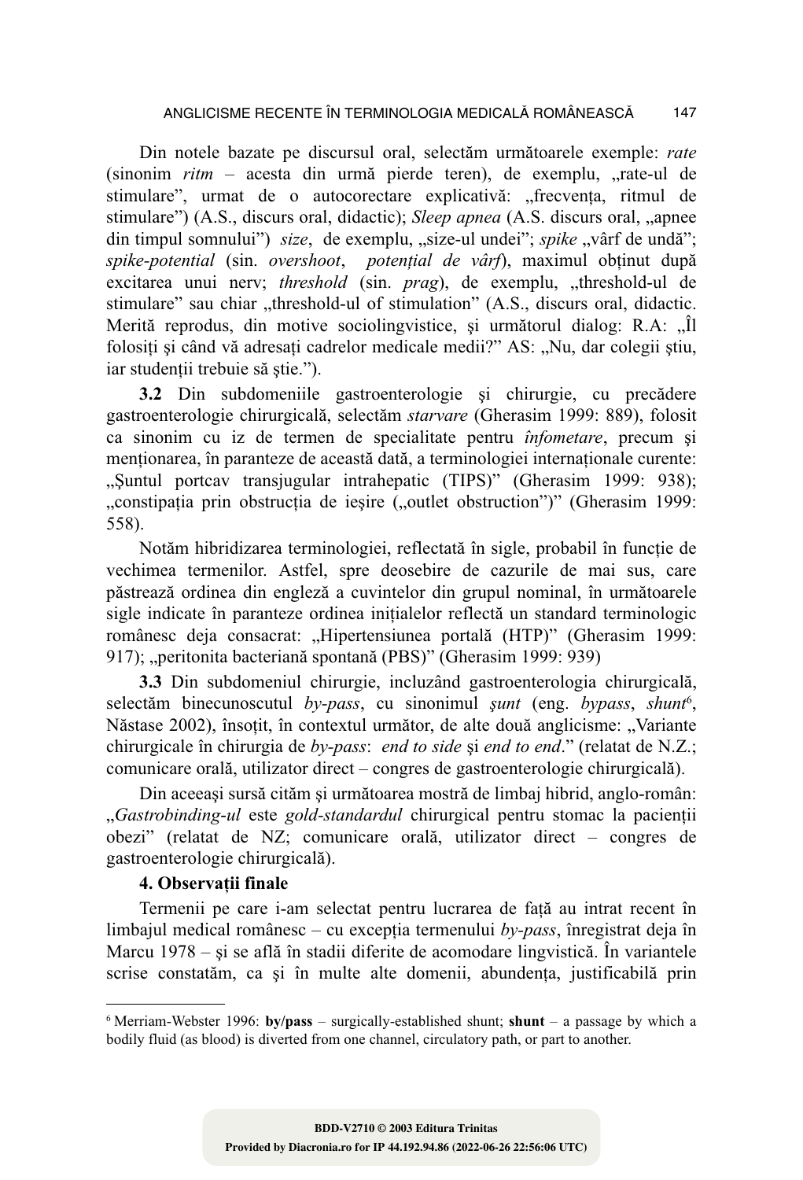Din notele bazate pe discursul oral, selectăm următoarele exemple: *rate* (sinonim *ritm* – acesta din urmă pierde teren), de exemplu, „rate-ul de stimulare”, urmat de o autocorectare explicativă: „frecvența, ritmul de stimulare”) (A.S., discurs oral, didactic); *Sleep apnea* (A.S. discurs oral, „apnee din timpul somnului”) *size*, de exemplu, „size-ul undei”; *spike* „vârf de undă”; *spike-potential* (sin. *overshoot*, *potențial de vârf*), maximul obținut după excitarea unui nerv; *threshold* (sin. *prag*), de exemplu, „threshold-ul de stimulare” sau chiar „threshold-ul of stimulation” (A.S., discurs oral, didactic. Merită reprodus, din motive sociolingvistice, şi următorul dialog: R.A: „Îl folosiți și când vă adresați cadrelor medicale medii?” AS: „Nu, dar colegii ştiu, iar studenții trebuie să ştie.”).

**3.2** Din subdomeniile gastroenterologie şi chirurgie, cu precădere gastroenterologie chirurgicală, selectăm *starvare* (Gherasim 1999: 889), folosit ca sinonim cu iz de termen de specialitate pentru *înfometare*, precum şi menționarea, în paranteze de această dată, a terminologiei internaționale curente: „Şuntul portcav transjugular intrahepatic (TIPS)” (Gherasim 1999: 938); „constipația prin obstrucția de ieşire („outlet obstruction”)” (Gherasim 1999: 558).

Notăm hibridizarea terminologiei, reflectată în sigle, probabil în funcție de vechimea termenilor. Astfel, spre deosebire de cazurile de mai sus, care păstrează ordinea din engleză a cuvintelor din grupul nominal, în următoarele sigle indicate în paranteze ordinea inițialelor reflectă un standard terminologic românesc deja consacrat: „Hipertensiunea portală (HTP)” (Gherasim 1999: 917); „peritonita bacteriană spontană (PBS)” (Gherasim 1999: 939)

**3.3** Din subdomeniul chirurgie, incluzând gastroenterologia chirurgicală, selectăm binecunoscutul *by-pass*, cu sinonimul *şunt* (eng. *bypass*, *shunt*[6], Năstase 2002), însoțit, în contextul următor, de alte două anglicisme: „Variante chirurgicale în chirurgia de *by-pass*: *end to side* şi *end to end*.” (relatat de N.Z.; comunicare orală, utilizator direct – congres de gastroenterologie chirurgicală).

Din aceeaşi sursă cităm şi următoarea mostră de limbaj hibrid, anglo-român: „*Gastrobinding-ul* este *gold-standardul* chirurgical pentru stomac la pacienții obezi” (relatat de NZ; comunicare orală, utilizator direct – congres de gastroenterologie chirurgicală).

**4. Observații finale**

Termenii pe care i-am selectat pentru lucrarea de față au intrat recent în limbajul medical românesc – cu excepția termenului *by-pass*, înregistrat deja în Marcu 1978 – şi se află în stadii diferite de acomodare lingvistică. În variantele scrise constatăm, ca şi în multe alte domenii, abundența, justificabilă prin

---

[6] Merriam-Webster 1996: **by/pass** – surgically-established shunt; **shunt** – a passage by which a bodily fluid (as blood) is diverted from one channel, circulatory path, or part to another.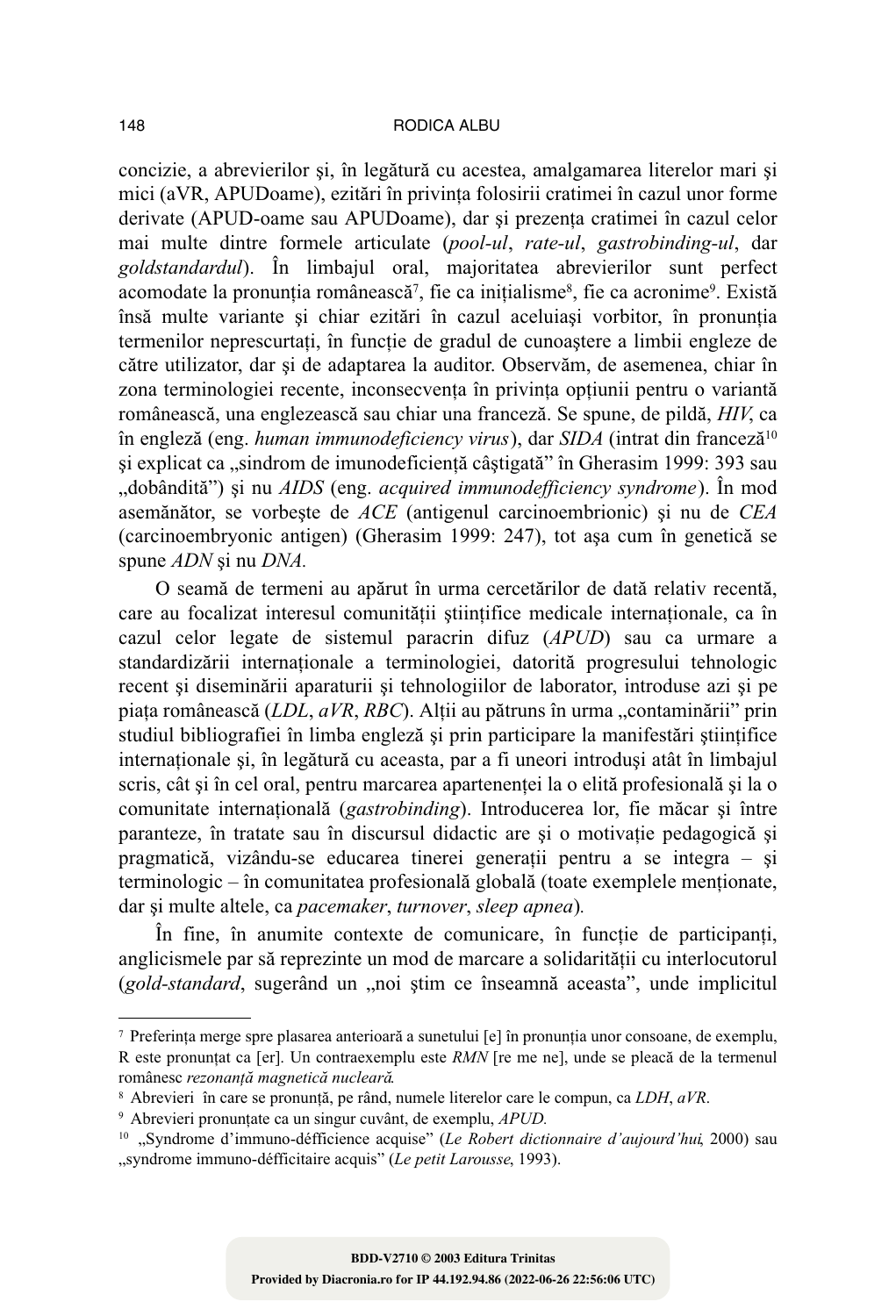concizie, a abrevierilor şi, în legătură cu acestea, amalgamarea literelor mari şi mici (aVR, APUDoame), ezitări în privința folosirii cratimei în cazul unor forme derivate (APUD-oame sau APUDoame), dar şi prezența cratimei în cazul celor mai multe dintre formele articulate (*pool-ul*, *rate-ul*, *gastrobinding-ul*, dar *goldstandardul*). În limbajul oral, majoritatea abrevierilor sunt perfect acomodate la pronunția românească[7], fie ca inițialisme[8], fie ca acronime[9]. Există însă multe variante şi chiar ezitări în cazul aceluiaşi vorbitor, în pronunția termenilor neprescurtați, în funcție de gradul de cunoaştere a limbii engleze de către utilizator, dar şi de adaptarea la auditor. Observăm, de asemenea, chiar în zona terminologiei recente, inconsecvența în privința opțiunii pentru o variantă românească, una englezească sau chiar una franceză. Se spune, de pildă, *HIV*, ca în engleză (eng. *human immunodeficiency virus*), dar *SIDA* (intrat din franceză[10] şi explicat ca „sindrom de imunodeficiență câştigată" în Gherasim 1999: 393 sau „dobândită") şi nu *AIDS* (eng. *acquired immunodefficiency syndrome*). În mod asemănător, se vorbeşte de *ACE* (antigenul carcinoembrionic) şi nu de *CEA* (carcinoembryonic antigen) (Gherasim 1999: 247), tot aşa cum în genetică se spune *ADN* şi nu *DNA.*

O seamă de termeni au apărut în urma cercetărilor de dată relativ recentă, care au focalizat interesul comunității ştiințifice medicale internaționale, ca în cazul celor legate de sistemul paracrin difuz (*APUD*) sau ca urmare a standardizării internaționale a terminologiei, datorită progresului tehnologic recent şi diseminării aparaturii şi tehnologiilor de laborator, introduse azi şi pe piața românească (*LDL*, *aVR*, *RBC*). Alții au pătruns în urma „contaminării" prin studiul bibliografiei în limba engleză şi prin participare la manifestări ştiințifice internaționale şi, în legătură cu aceasta, par a fi uneori introduşi atât în limbajul scris, cât şi în cel oral, pentru marcarea apartenenței la o elită profesională şi la o comunitate internațională (*gastrobinding*). Introducerea lor, fie măcar şi între paranteze, în tratate sau în discursul didactic are şi o motivație pedagogică şi pragmatică, vizându-se educarea tinerei generații pentru a se integra – şi terminologic – în comunitatea profesională globală (toate exemplele menționate, dar şi multe altele, ca *pacemaker*, *turnover*, *sleep apnea*)*.*

În fine, în anumite contexte de comunicare, în funcție de participanți, anglicismele par să reprezinte un mod de marcare a solidarității cu interlocutorul (*gold-standard*, sugerând un „noi ştim ce înseamnă aceasta", unde implicitul

---

[7] Preferința merge spre plasarea anterioară a sunetului [e] în pronunția unor consoane, de exemplu, R este pronunțat ca [er]. Un contraexemplu este *RMN* [re me ne], unde se pleacă de la termenul românesc *rezonanță magnetică nucleară.*

[8] Abrevieri în care se pronunță, pe rând, numele literelor care le compun, ca *LDH*, *aVR*.

[9] Abrevieri pronunțate ca un singur cuvânt, de exemplu, *APUD.*

[10] „Syndrome d'immuno-défficience acquise" (*Le Robert dictionnaire d'aujourd'hui*, 2000) sau „syndrome immuno-défficitaire acquis" (*Le petit Larousse*, 1993).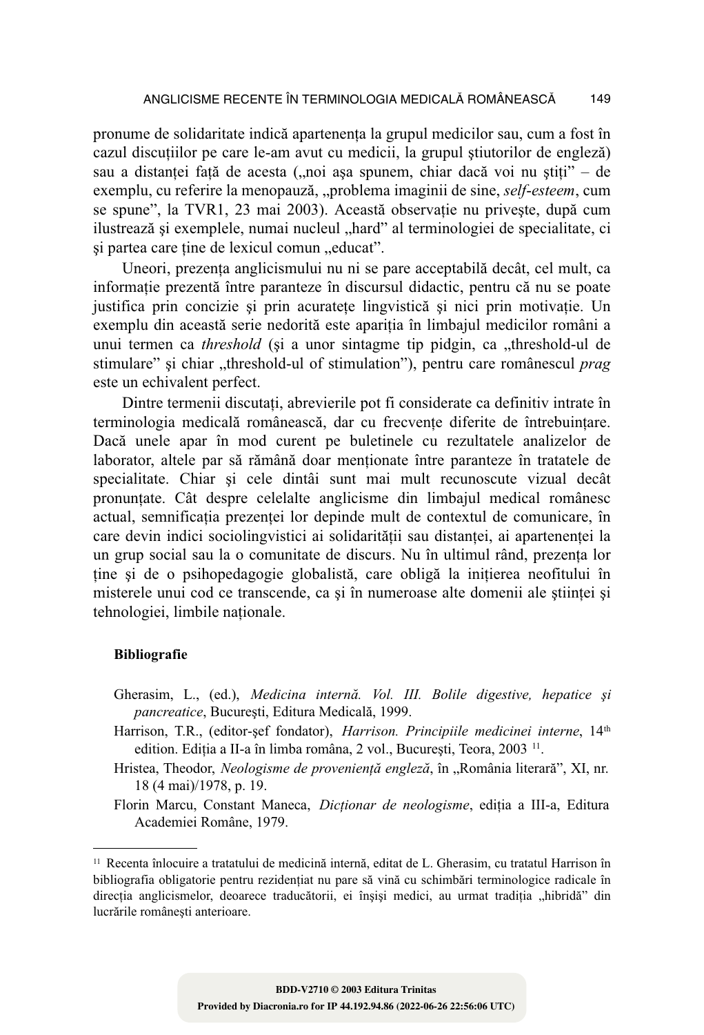pronume de solidaritate indică apartenența la grupul medicilor sau, cum a fost în cazul discuțiilor pe care le-am avut cu medicii, la grupul știutorilor de engleză) sau a distanței față de acesta („noi așa spunem, chiar dacă voi nu știți" – de exemplu, cu referire la menopauză, „problema imaginii de sine, *self-esteem*, cum se spune", la TVR1, 23 mai 2003). Această observație nu privește, după cum ilustrează și exemplele, numai nucleul „hard" al terminologiei de specialitate, ci și partea care ține de lexicul comun „educat".

Uneori, prezența anglicismului nu ni se pare acceptabilă decât, cel mult, ca informație prezentă între paranteze în discursul didactic, pentru că nu se poate justifica prin concizie și prin acuratețe lingvistică și nici prin motivație. Un exemplu din această serie nedorită este apariția în limbajul medicilor români a unui termen ca *threshold* (și a unor sintagme tip pidgin, ca „threshold-ul de stimulare" și chiar „threshold-ul of stimulation"), pentru care românescul *prag* este un echivalent perfect.

Dintre termenii discutați, abrevierile pot fi considerate ca definitiv intrate în terminologia medicală românească, dar cu frecvențe diferite de întrebuințare. Dacă unele apar în mod curent pe buletinele cu rezultatele analizelor de laborator, altele par să rămână doar menționate între paranteze în tratatele de specialitate. Chiar și cele dintâi sunt mai mult recunoscute vizual decât pronunțate. Cât despre celelalte anglicisme din limbajul medical românesc actual, semnificația prezenței lor depinde mult de contextul de comunicare, în care devin indici sociolingvistici ai solidarității sau distanței, ai apartenenței la un grup social sau la o comunitate de discurs. Nu în ultimul rând, prezența lor ține și de o psihopedagogie globalistă, care obligă la inițierea neofitului în misterele unui cod ce transcende, ca și în numeroase alte domenii ale științei și tehnologiei, limbile naționale.

**Bibliografie**

Gherasim, L., (ed.), *Medicina internă. Vol. III. Bolile digestive, hepatice și pancreatice*, București, Editura Medicală, 1999.

Harrison, T.R., (editor-șef fondator), *Harrison. Principiile medicinei interne*, 14th edition. Ediția a II-a în limba româna, 2 vol., București, Teora, 2003 [11].

Hristea, Theodor, *Neologisme de proveniență engleză*, în „România literară", XI, nr. 18 (4 mai)/1978, p. 19.

Florin Marcu, Constant Maneca, *Dicționar de neologisme*, ediția a III-a, Editura Academiei Române, 1979.

---

[11] Recenta înlocuire a tratatului de medicină internă, editat de L. Gherasim, cu tratatul Harrison în bibliografia obligatorie pentru rezidențiat nu pare să vină cu schimbări terminologice radicale în direcția anglicismelor, deoarece traducătorii, ei înșiși medici, au urmat tradiția „hibridă" din lucrările românești anterioare.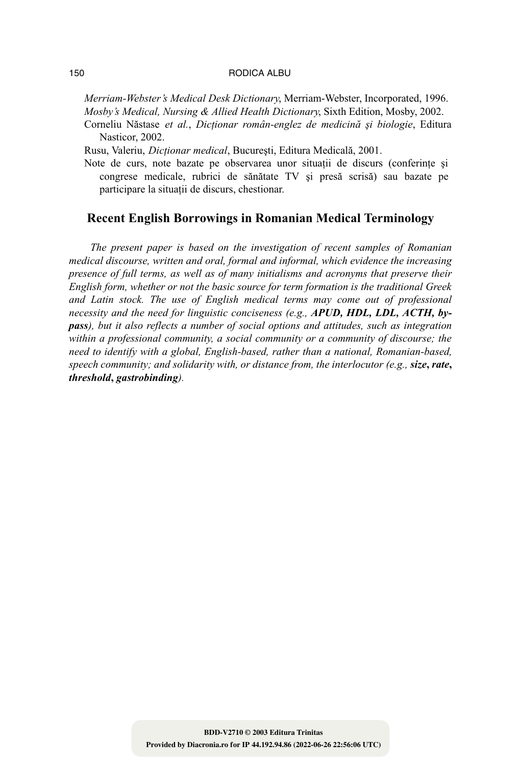*Merriam-Webster's Medical Desk Dictionary*, Merriam-Webster, Incorporated, 1996.

*Mosby's Medical, Nursing & Allied Health Dictionary*, Sixth Edition, Mosby, 2002.

Corneliu Năstase *et al.*, *Dicționar român-englez de medicină și biologie*, Editura Nasticor, 2002.

Rusu, Valeriu, *Dicționar medical*, București, Editura Medicală, 2001.

Note de curs, note bazate pe observarea unor situații de discurs (conferințe și congrese medicale, rubrici de sănătate TV și presă scrisă) sau bazate pe participare la situații de discurs, chestionar.

## Recent English Borrowings in Romanian Medical Terminology

*The present paper is based on the investigation of recent samples of Romanian medical discourse, written and oral, formal and informal, which evidence the increasing presence of full terms, as well as of many initialisms and acronyms that preserve their English form, whether or not the basic source for term formation is the traditional Greek and Latin stock. The use of English medical terms may come out of professional necessity and the need for linguistic conciseness (e.g.,* ***APUD, HDL, LDL, ACTH, by-pass****), but it also reflects a number of social options and attitudes, such as integration within a professional community, a social community or a community of discourse; the need to identify with a global, English-based, rather than a national, Romanian-based, speech community; and solidarity with, or distance from, the interlocutor (e.g.,* ***size*****,** ***rate*****,** ***threshold*****,** ***gastrobinding****).*